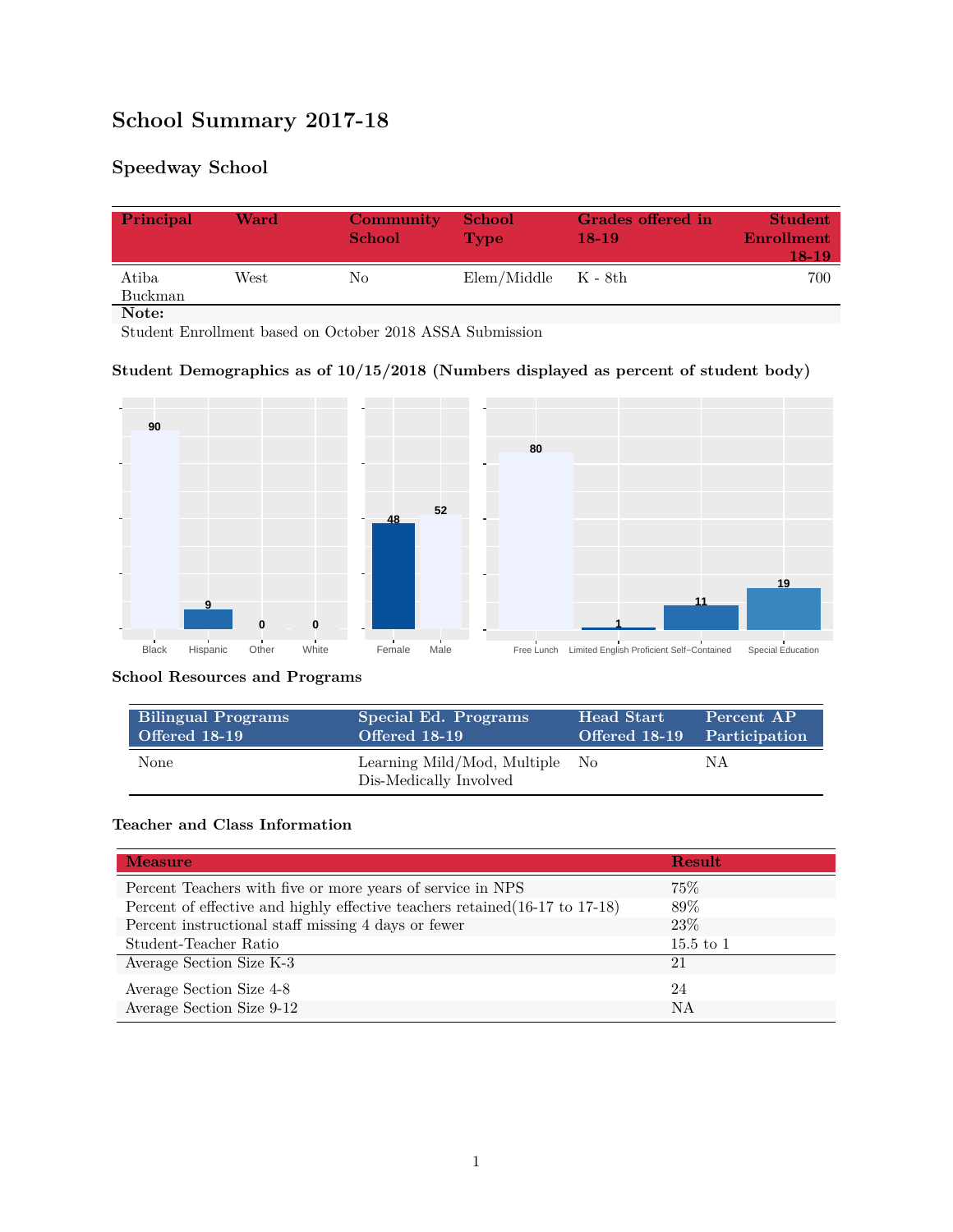# School Summary 2017-18

## Speedway School

| Principal | Ward | Community School | School Type | Grades offered in 18-19 | Student Enrollment 18-19 |
|---|---|---|---|---|---|
| Atiba Buckman | West | No | Elem/Middle | K - 8th | 700 |

**Note:**
Student Enrollment based on October 2018 ASSA Submission

### Student Demographics as of 10/15/2018 (Numbers displayed as percent of student body)

| Black | Hispanic | Other | White |
|---|---|---|---|
| 90 | 9 | 0 | 0 |

| Female | Male |
|---|---|
| 48 | 52 |

| Free Lunch | Limited English Proficient | Self-Contained | Special Education |
|---|---|---|---|
| 80 | 1 | 11 | 19 |

### School Resources and Programs

| Bilingual Programs Offered 18-19 | Special Ed. Programs Offered 18-19 | Head Start Offered 18-19 | Percent AP Participation |
|---|---|---|---|
| None | Learning Mild/Mod, Multiple Dis-Medically Involved | No | NA |

### Teacher and Class Information

| Measure | Result |
|---|---|
| Percent Teachers with five or more years of service in NPS | 75% |
| Percent of effective and highly effective teachers retained(16-17 to 17-18) | 89% |
| Percent instructional staff missing 4 days or fewer | 23% |
| Student-Teacher Ratio | 15.5 to 1 |
| Average Section Size K-3 | 21 |
| Average Section Size 4-8 | 24 |
| Average Section Size 9-12 | NA |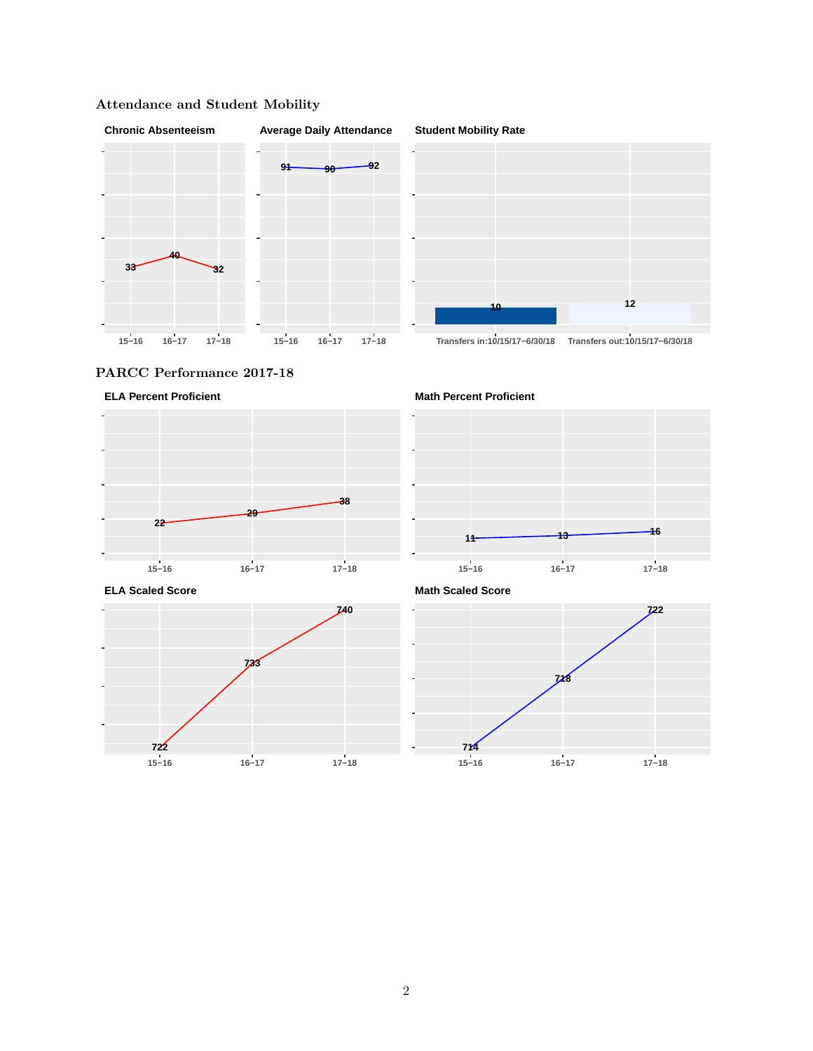## Attendance and Student Mobility

**Chronic Absenteeism**

33
40
32
15–16
16–17
17–18

**Average Daily Attendance**

91
90
92
15–16
16–17
17–18

**Student Mobility Rate**

10
12
Transfers in:10/15/17–6/30/18
Transfers out:10/15/17–6/30/18

## PARCC Performance 2017-18

**ELA Percent Proficient**

22
29
38
15–16
16–17
17–18

**Math Percent Proficient**

11
13
16
15–16
16–17
17–18

**ELA Scaled Score**

722
733
740
15–16
16–17
17–18

**Math Scaled Score**

714
718
722
15–16
16–17
17–18